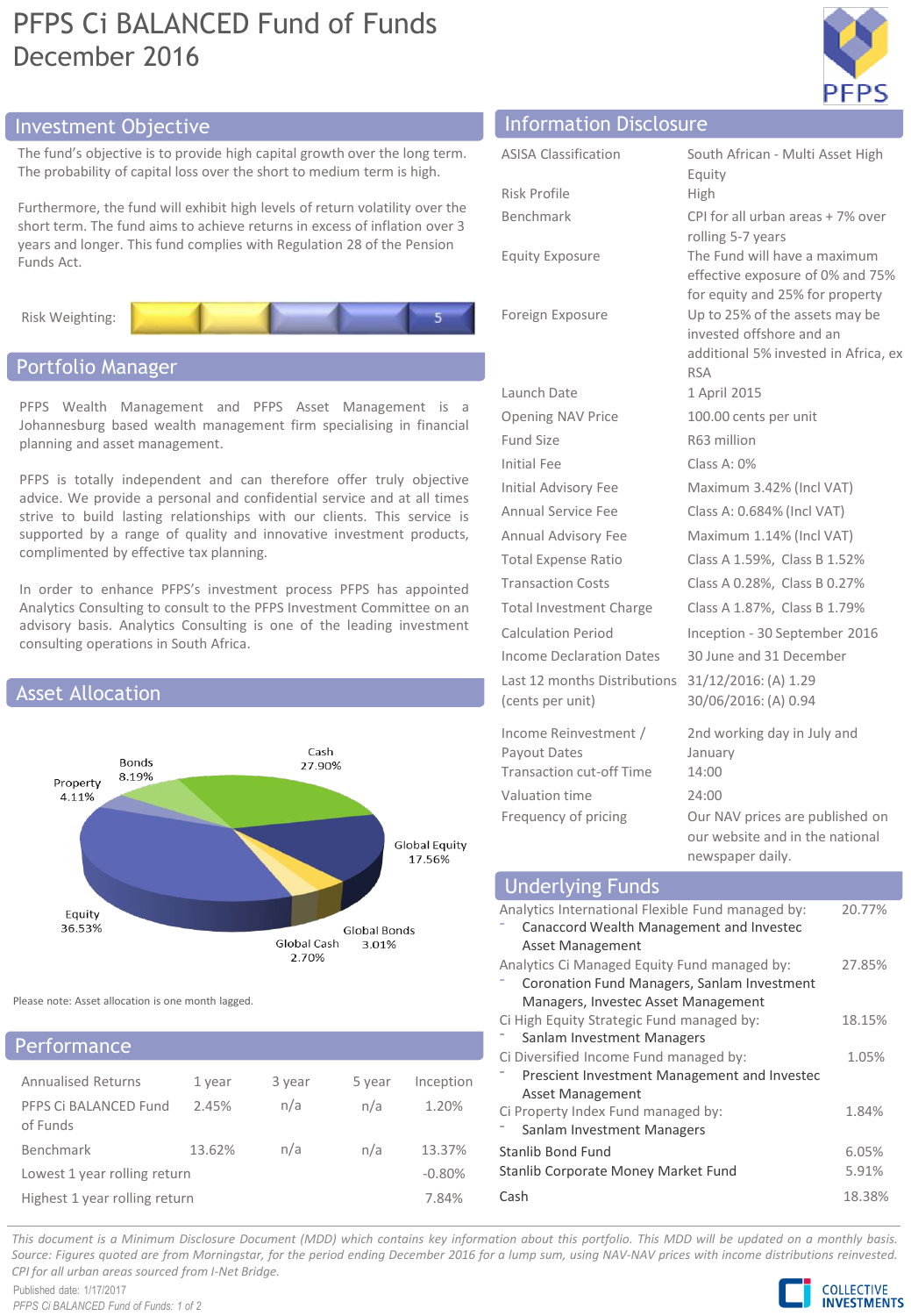# PFPS Ci BALANCED Fund of Funds
December 2016

PFPS

## Investment Objective

The fund's objective is to provide high capital growth over the long term. The probability of capital loss over the short to medium term is high.

Furthermore, the fund will exhibit high levels of return volatility over the short term. The fund aims to achieve returns in excess of inflation over 3 years and longer. This fund complies with Regulation 28 of the Pension Funds Act.

Risk Weighting: 5

## Portfolio Manager

PFPS Wealth Management and PFPS Asset Management is a Johannesburg based wealth management firm specialising in financial planning and asset management.

PFPS is totally independent and can therefore offer truly objective advice. We provide a personal and confidential service and at all times strive to build lasting relationships with our clients. This service is supported by a range of quality and innovative investment products, complimented by effective tax planning.

In order to enhance PFPS's investment process PFPS has appointed Analytics Consulting to consult to the PFPS Investment Committee on an advisory basis. Analytics Consulting is one of the leading investment consulting operations in South Africa.

## Asset Allocation

Bonds 8.19%
Property 4.11%
Cash 27.90%
Global Equity 17.56%
Equity 36.53%
Global Bonds 3.01%
Global Cash 2.70%

Please note: Asset allocation is one month lagged.

## Performance

| Annualised Returns | 1 year | 3 year | 5 year | Inception |
|---|---|---|---|---|
| PFPS Ci BALANCED Fund of Funds | 2.45% | n/a | n/a | 1.20% |
| Benchmark | 13.62% | n/a | n/a | 13.37% |
| Lowest 1 year rolling return | | | | -0.80% |
| Highest 1 year rolling return | | | | 7.84% |

## Information Disclosure

| | |
|---|---|
| ASISA Classification | South African - Multi Asset High Equity |
| Risk Profile | High |
| Benchmark | CPI for all urban areas + 7% over rolling 5-7 years |
| Equity Exposure | The Fund will have a maximum effective exposure of 0% and 75% for equity and 25% for property |
| Foreign Exposure | Up to 25% of the assets may be invested offshore and an additional 5% invested in Africa, ex RSA |
| Launch Date | 1 April 2015 |
| Opening NAV Price | 100.00 cents per unit |
| Fund Size | R63 million |
| Initial Fee | Class A: 0% |
| Initial Advisory Fee | Maximum 3.42% (Incl VAT) |
| Annual Service Fee | Class A: 0.684% (Incl VAT) |
| Annual Advisory Fee | Maximum 1.14% (Incl VAT) |
| Total Expense Ratio | Class A 1.59%, Class B 1.52% |
| Transaction Costs | Class A 0.28%, Class B 0.27% |
| Total Investment Charge | Class A 1.87%, Class B 1.79% |
| Calculation Period | Inception - 30 September 2016 |
| Income Declaration Dates | 30 June and 31 December |
| Last 12 months Distributions (cents per unit) | 31/12/2016: (A) 1.29<br>30/06/2016: (A) 0.94 |
| Income Reinvestment / Payout Dates | 2nd working day in July and January |
| Transaction cut-off Time | 14:00 |
| Valuation time | 24:00 |
| Frequency of pricing | Our NAV prices are published on our website and in the national newspaper daily. |

## Underlying Funds

| | |
|---|---|
| Analytics International Flexible Fund managed by:<br>- Canaccord Wealth Management and Investec Asset Management | 20.77% |
| Analytics Ci Managed Equity Fund managed by:<br>- Coronation Fund Managers, Sanlam Investment Managers, Investec Asset Management | 27.85% |
| Ci High Equity Strategic Fund managed by:<br>- Sanlam Investment Managers | 18.15% |
| Ci Diversified Income Fund managed by:<br>- Prescient Investment Management and Investec Asset Management | 1.05% |
| Ci Property Index Fund managed by:<br>- Sanlam Investment Managers | 1.84% |
| Stanlib Bond Fund | 6.05% |
| Stanlib Corporate Money Market Fund | 5.91% |
| Cash | 18.38% |

*This document is a Minimum Disclosure Document (MDD) which contains key information about this portfolio. This MDD will be updated on a monthly basis. Source: Figures quoted are from Morningstar, for the period ending December 2016 for a lump sum, using NAV-NAV prices with income distributions reinvested. CPI for all urban areas sourced from I-Net Bridge.*

Published date: 1/17/2017

COLLECTIVE INVESTMENTS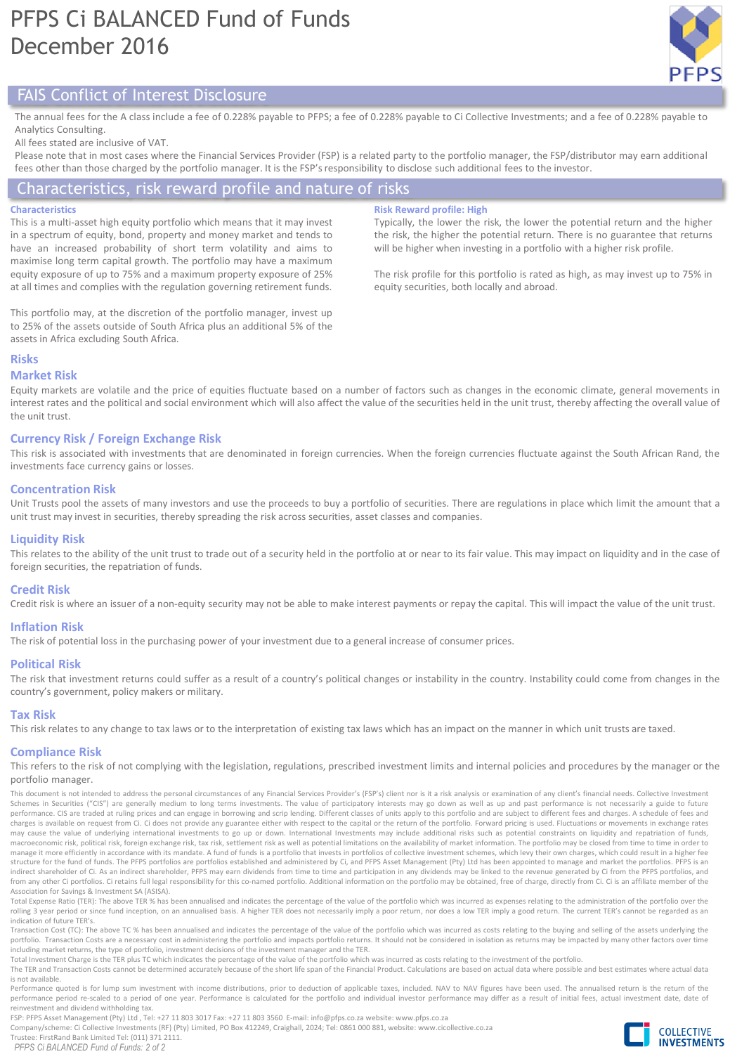# PFPS Ci BALANCED Fund of Funds
December 2016

## FAIS Conflict of Interest Disclosure

The annual fees for the A class include a fee of 0.228% payable to PFPS; a fee of 0.228% payable to Ci Collective Investments; and a fee of 0.228% payable to Analytics Consulting.

All fees stated are inclusive of VAT.

Please note that in most cases where the Financial Services Provider (FSP) is a related party to the portfolio manager, the FSP/distributor may earn additional fees other than those charged by the portfolio manager. It is the FSP's responsibility to disclose such additional fees to the investor.

## Characteristics, risk reward profile and nature of risks

### Characteristics

This is a multi-asset high equity portfolio which means that it may invest in a spectrum of equity, bond, property and money market and tends to have an increased probability of short term volatility and aims to maximise long term capital growth. The portfolio may have a maximum equity exposure of up to 75% and a maximum property exposure of 25% at all times and complies with the regulation governing retirement funds.

This portfolio may, at the discretion of the portfolio manager, invest up to 25% of the assets outside of South Africa plus an additional 5% of the assets in Africa excluding South Africa.

### Risk Reward profile: High

Typically, the lower the risk, the lower the potential return and the higher the risk, the higher the potential return. There is no guarantee that returns will be higher when investing in a portfolio with a higher risk profile.

The risk profile for this portfolio is rated as high, as may invest up to 75% in equity securities, both locally and abroad.

### Risks

### Market Risk

Equity markets are volatile and the price of equities fluctuate based on a number of factors such as changes in the economic climate, general movements in interest rates and the political and social environment which will also affect the value of the securities held in the unit trust, thereby affecting the overall value of the unit trust.

### Currency Risk / Foreign Exchange Risk

This risk is associated with investments that are denominated in foreign currencies. When the foreign currencies fluctuate against the South African Rand, the investments face currency gains or losses.

### Concentration Risk

Unit Trusts pool the assets of many investors and use the proceeds to buy a portfolio of securities. There are regulations in place which limit the amount that a unit trust may invest in securities, thereby spreading the risk across securities, asset classes and companies.

### Liquidity Risk

This relates to the ability of the unit trust to trade out of a security held in the portfolio at or near to its fair value. This may impact on liquidity and in the case of foreign securities, the repatriation of funds.

### Credit Risk

Credit risk is where an issuer of a non-equity security may not be able to make interest payments or repay the capital. This will impact the value of the unit trust.

### Inflation Risk

The risk of potential loss in the purchasing power of your investment due to a general increase of consumer prices.

### Political Risk

The risk that investment returns could suffer as a result of a country's political changes or instability in the country. Instability could come from changes in the country's government, policy makers or military.

### Tax Risk

This risk relates to any change to tax laws or to the interpretation of existing tax laws which has an impact on the manner in which unit trusts are taxed.

### Compliance Risk

This refers to the risk of not complying with the legislation, regulations, prescribed investment limits and internal policies and procedures by the manager or the portfolio manager.

This document is not intended to address the personal circumstances of any Financial Services Provider's (FSP's) client nor is it a risk analysis or examination of any client's financial needs. Collective Investment Schemes in Securities ("CIS") are generally medium to long terms investments. The value of participatory interests may go down as well as up and past performance is not necessarily a guide to future performance. CIS are traded at ruling prices and can engage in borrowing and scrip lending. Different classes of units apply to this portfolio and are subject to different fees and charges. A schedule of fees and charges is available on request from Ci. Ci does not provide any guarantee either with respect to the capital or the return of the portfolio. Forward pricing is used. Fluctuations or movements in exchange rates may cause the value of underlying international investments to go up or down. International Investments may include additional risks such as potential constraints on liquidity and repatriation of funds, macroeconomic risk, political risk, foreign exchange risk, tax risk, settlement risk as well as potential limitations on the availability of market information. The portfolio may be closed from time to time in order to manage it more efficiently in accordance with its mandate. A fund of funds is a portfolio that invests in portfolios of collective investment schemes, which levy their own charges, which could result in a higher fee structure for the fund of funds. The PFPS portfolios are portfolios established and administered by Ci, and PFPS Asset Management (Pty) Ltd has been appointed to manage and market the portfolios. PFPS is an indirect shareholder of Ci. As an indirect shareholder, PFPS may earn dividends from time to time and participation in any dividends may be linked to the revenue generated by Ci from the PFPS portfolios, and from any other Ci portfolios. Ci retains full legal responsibility for this co-named portfolio. Additional information on the portfolio may be obtained, free of charge, directly from Ci. Ci is an affiliate member of the Association for Savings & Investment SA (ASISA).

Total Expense Ratio (TER): The above TER % has been annualised and indicates the percentage of the value of the portfolio which was incurred as expenses relating to the administration of the portfolio over the rolling 3 year period or since fund inception, on an annualised basis. A higher TER does not necessarily imply a poor return, nor does a low TER imply a good return. The current TER's cannot be regarded as an indication of future TER's.

Transaction Cost (TC): The above TC % has been annualised and indicates the percentage of the value of the portfolio which was incurred as costs relating to the buying and selling of the assets underlying the portfolio. Transaction Costs are a necessary cost in administering the portfolio and impacts portfolio returns. It should not be considered in isolation as returns may be impacted by many other factors over time including market returns, the type of portfolio, investment decisions of the investment manager and the TER.

Total Investment Charge is the TER plus TC which indicates the percentage of the value of the portfolio which was incurred as costs relating to the investment of the portfolio.

The TER and Transaction Costs cannot be determined accurately because of the short life span of the Financial Product. Calculations are based on actual data where possible and best estimates where actual data is not available.

Performance quoted is for lump sum investment with income distributions, prior to deduction of applicable taxes, included. NAV to NAV figures have been used. The annualised return is the return of the performance period re-scaled to a period of one year. Performance is calculated for the portfolio and individual investor performance may differ as a result of initial fees, actual investment date, date of reinvestment and dividend withholding tax.

FSP: PFPS Asset Management (Pty) Ltd , Tel: +27 11 803 3017 Fax: +27 11 803 3560 E-mail: info@pfps.co.za website: www.pfps.co.za

Company/scheme: Ci Collective Investments (RF) (Pty) Limited, PO Box 412249, Craighall, 2024; Tel: 0861 000 881, website: www.cicollective.co.za

Trustee: FirstRand Bank Limited Tel: (011) 371 2111.